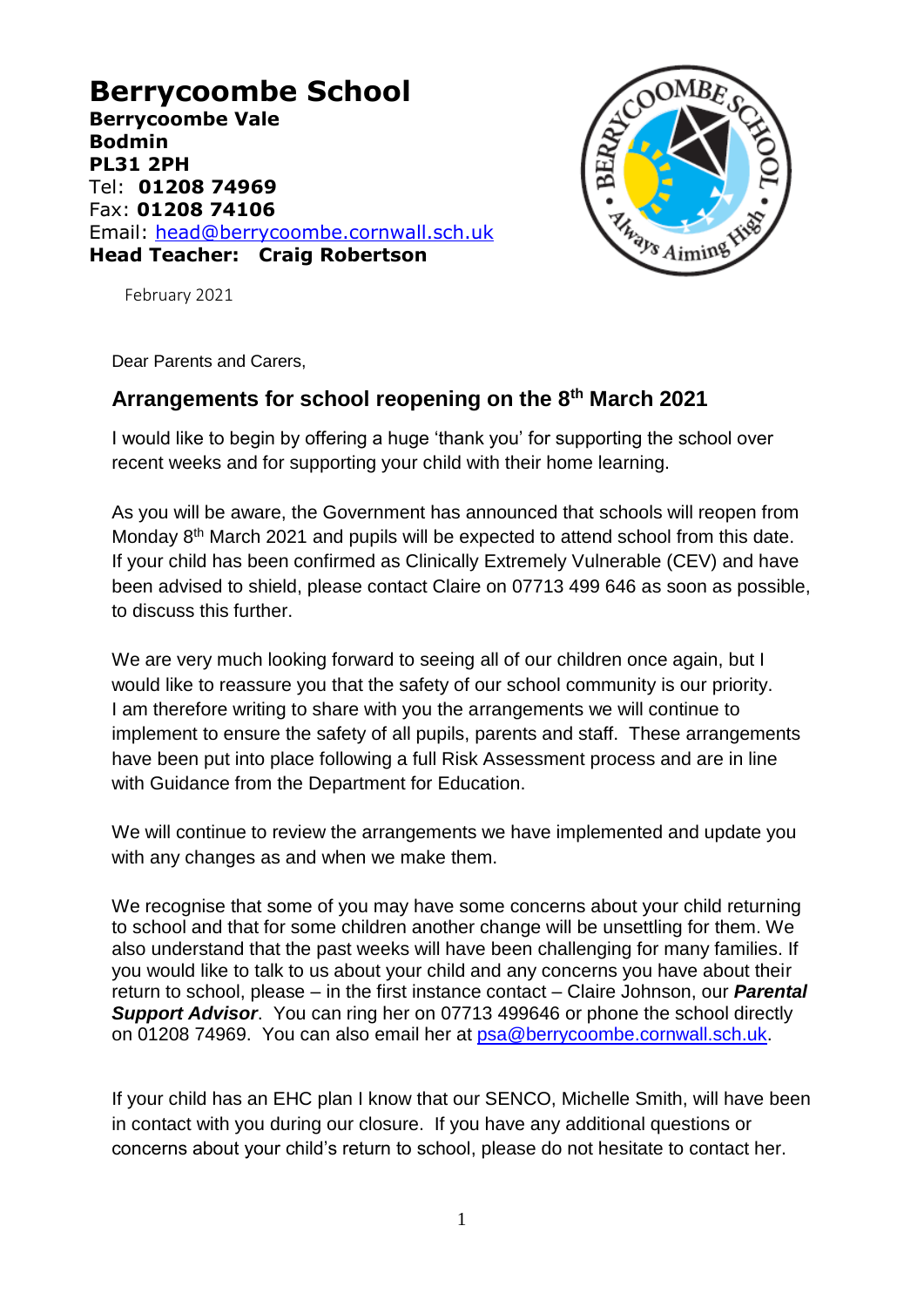# Berrycoombe School

**Berrycoombe Vale**
**Bodmin**
**PL31 2PH**
Tel: **01208 74969**
Fax: **01208 74106**
Email: head@berrycoombe.cornwall.sch.uk
**Head Teacher: Craig Robertson**

February 2021

Dear Parents and Carers,

## Arrangements for school reopening on the 8th March 2021

I would like to begin by offering a huge 'thank you' for supporting the school over recent weeks and for supporting your child with their home learning.

As you will be aware, the Government has announced that schools will reopen from Monday 8th March 2021 and pupils will be expected to attend school from this date. If your child has been confirmed as Clinically Extremely Vulnerable (CEV) and have been advised to shield, please contact Claire on 07713 499 646 as soon as possible, to discuss this further.

We are very much looking forward to seeing all of our children once again, but I would like to reassure you that the safety of our school community is our priority. I am therefore writing to share with you the arrangements we will continue to implement to ensure the safety of all pupils, parents and staff. These arrangements have been put into place following a full Risk Assessment process and are in line with Guidance from the Department for Education.

We will continue to review the arrangements we have implemented and update you with any changes as and when we make them.

We recognise that some of you may have some concerns about your child returning to school and that for some children another change will be unsettling for them. We also understand that the past weeks will have been challenging for many families. If you would like to talk to us about your child and any concerns you have about their return to school, please – in the first instance contact – Claire Johnson, our ***Parental Support Advisor***. You can ring her on 07713 499646 or phone the school directly on 01208 74969. You can also email her at psa@berrycoombe.cornwall.sch.uk.

If your child has an EHC plan I know that our SENCO, Michelle Smith, will have been in contact with you during our closure. If you have any additional questions or concerns about your child's return to school, please do not hesitate to contact her.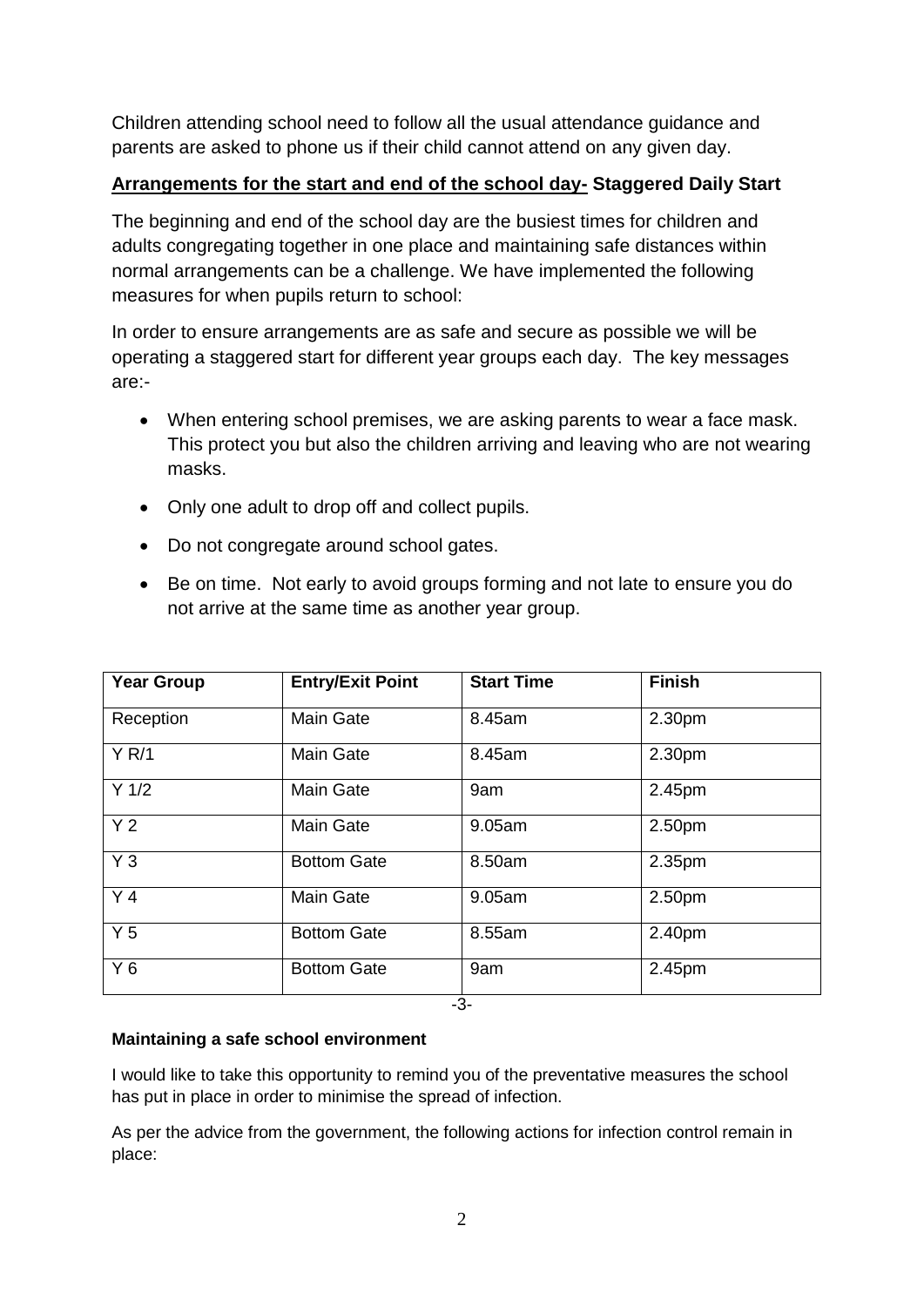Children attending school need to follow all the usual attendance guidance and parents are asked to phone us if their child cannot attend on any given day.

**Arrangements for the start and end of the school day- Staggered Daily Start**

The beginning and end of the school day are the busiest times for children and adults congregating together in one place and maintaining safe distances within normal arrangements can be a challenge. We have implemented the following measures for when pupils return to school:

In order to ensure arrangements are as safe and secure as possible we will be operating a staggered start for different year groups each day. The key messages are:-

- When entering school premises, we are asking parents to wear a face mask. This protect you but also the children arriving and leaving who are not wearing masks.
- Only one adult to drop off and collect pupils.
- Do not congregate around school gates.
- Be on time. Not early to avoid groups forming and not late to ensure you do not arrive at the same time as another year group.

| Year Group | Entry/Exit Point | Start Time | Finish |
|---|---|---|---|
| Reception | Main Gate | 8.45am | 2.30pm |
| Y R/1 | Main Gate | 8.45am | 2.30pm |
| Y 1/2 | Main Gate | 9am | 2.45pm |
| Y 2 | Main Gate | 9.05am | 2.50pm |
| Y 3 | Bottom Gate | 8.50am | 2.35pm |
| Y 4 | Main Gate | 9.05am | 2.50pm |
| Y 5 | Bottom Gate | 8.55am | 2.40pm |
| Y 6 | Bottom Gate | 9am | 2.45pm |

**Maintaining a safe school environment**

I would like to take this opportunity to remind you of the preventative measures the school has put in place in order to minimise the spread of infection.

As per the advice from the government, the following actions for infection control remain in place: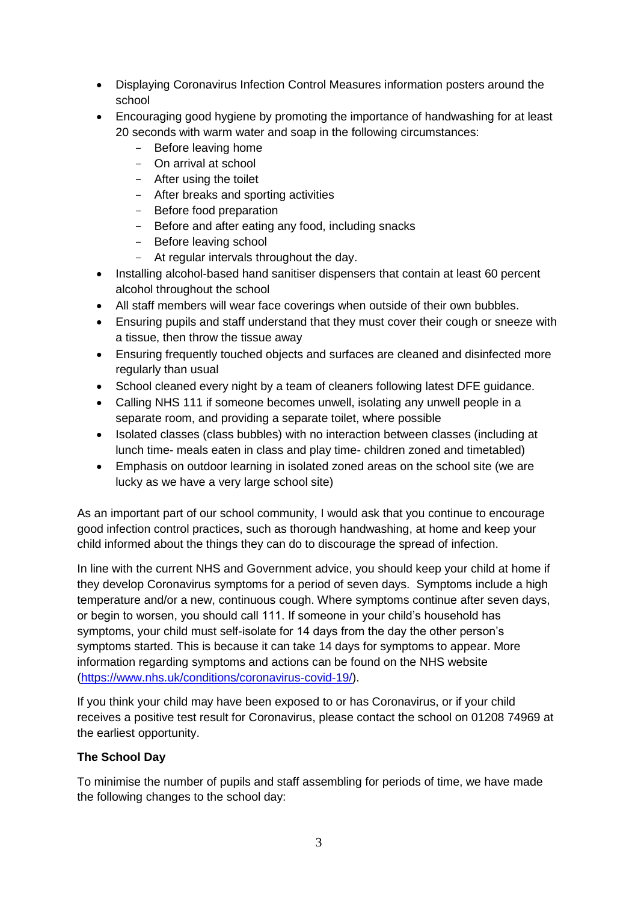- Displaying Coronavirus Infection Control Measures information posters around the school
- Encouraging good hygiene by promoting the importance of handwashing for at least 20 seconds with warm water and soap in the following circumstances:
  - Before leaving home
  - On arrival at school
  - After using the toilet
  - After breaks and sporting activities
  - Before food preparation
  - Before and after eating any food, including snacks
  - Before leaving school
  - At regular intervals throughout the day.
- Installing alcohol-based hand sanitiser dispensers that contain at least 60 percent alcohol throughout the school
- All staff members will wear face coverings when outside of their own bubbles.
- Ensuring pupils and staff understand that they must cover their cough or sneeze with a tissue, then throw the tissue away
- Ensuring frequently touched objects and surfaces are cleaned and disinfected more regularly than usual
- School cleaned every night by a team of cleaners following latest DFE guidance.
- Calling NHS 111 if someone becomes unwell, isolating any unwell people in a separate room, and providing a separate toilet, where possible
- Isolated classes (class bubbles) with no interaction between classes (including at lunch time- meals eaten in class and play time- children zoned and timetabled)
- Emphasis on outdoor learning in isolated zoned areas on the school site (we are lucky as we have a very large school site)

As an important part of our school community, I would ask that you continue to encourage good infection control practices, such as thorough handwashing, at home and keep your child informed about the things they can do to discourage the spread of infection.

In line with the current NHS and Government advice, you should keep your child at home if they develop Coronavirus symptoms for a period of seven days. Symptoms include a high temperature and/or a new, continuous cough. Where symptoms continue after seven days, or begin to worsen, you should call 111. If someone in your child's household has symptoms, your child must self-isolate for 14 days from the day the other person's symptoms started. This is because it can take 14 days for symptoms to appear. More information regarding symptoms and actions can be found on the NHS website (https://www.nhs.uk/conditions/coronavirus-covid-19/).

If you think your child may have been exposed to or has Coronavirus, or if your child receives a positive test result for Coronavirus, please contact the school on 01208 74969 at the earliest opportunity.

**The School Day**

To minimise the number of pupils and staff assembling for periods of time, we have made the following changes to the school day: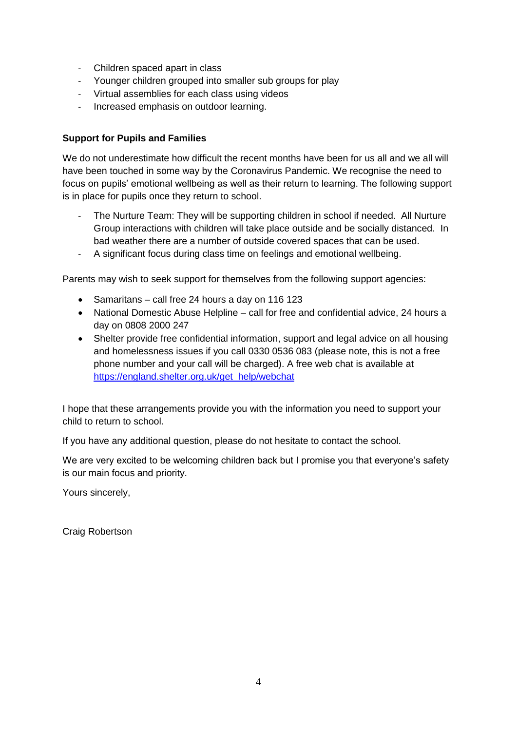- Children spaced apart in class
- Younger children grouped into smaller sub groups for play
- Virtual assemblies for each class using videos
- Increased emphasis on outdoor learning.

**Support for Pupils and Families**

We do not underestimate how difficult the recent months have been for us all and we all will have been touched in some way by the Coronavirus Pandemic. We recognise the need to focus on pupils' emotional wellbeing as well as their return to learning. The following support is in place for pupils once they return to school.

- The Nurture Team: They will be supporting children in school if needed. All Nurture Group interactions with children will take place outside and be socially distanced. In bad weather there are a number of outside covered spaces that can be used.
- A significant focus during class time on feelings and emotional wellbeing.

Parents may wish to seek support for themselves from the following support agencies:

- Samaritans – call free 24 hours a day on 116 123
- National Domestic Abuse Helpline – call for free and confidential advice, 24 hours a day on 0808 2000 247
- Shelter provide free confidential information, support and legal advice on all housing and homelessness issues if you call 0330 0536 083 (please note, this is not a free phone number and your call will be charged). A free web chat is available at [https://england.shelter.org.uk/get_help/webchat](https://england.shelter.org.uk/get_help/webchat)

I hope that these arrangements provide you with the information you need to support your child to return to school.

If you have any additional question, please do not hesitate to contact the school.

We are very excited to be welcoming children back but I promise you that everyone's safety is our main focus and priority.

Yours sincerely,

Craig Robertson